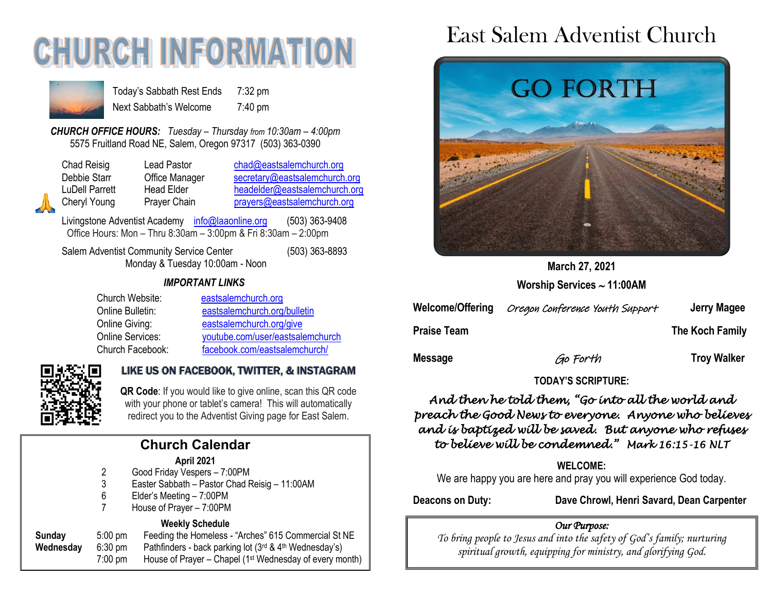# CHURCH INFORMATION

| | |
|---|---|
| Today's Sabbath Rest Ends | 7:32 pm |
| Next Sabbath's Welcome | 7:40 pm |

***CHURCH OFFICE HOURS:*** *Tuesday – Thursday from 10:30am – 4:00pm*
5575 Fruitland Road NE, Salem, Oregon 97317 (503) 363-0390

| | | |
|---|---|---|
| Chad Reisig | Lead Pastor | chad@eastsalemchurch.org |
| Debbie Starr | Office Manager | secretary@eastsalemchurch.org |
| LuDell Parrett | Head Elder | headelder@eastsalemchurch.org |
| Cheryl Young | Prayer Chain | prayers@eastsalemchurch.org |

Livingstone Adventist Academy info@laaonline.org (503) 363-9408
Office Hours: Mon – Thru 8:30am – 3:00pm & Fri 8:30am – 2:00pm

Salem Adventist Community Service Center (503) 363-8893
Monday & Tuesday 10:00am - Noon

### *IMPORTANT LINKS*

| | |
|---|---|
| Church Website: | eastsalemchurch.org |
| Online Bulletin: | eastsalemchurch.org/bulletin |
| Online Giving: | eastsalemchurch.org/give |
| Online Services: | youtube.com/user/eastsalemchurch |
| Church Facebook: | facebook.com/eastsalemchurch/ |

**LIKE US ON FACEBOOK, TWITTER, & INSTAGRAM**

**QR Code**: If you would like to give online, scan this QR code with your phone or tablet's camera! This will automatically redirect you to the Adventist Giving page for East Salem.

## Church Calendar

**April 2021**

| | |
|---|---|
| 2 | Good Friday Vespers – 7:00PM |
| 3 | Easter Sabbath – Pastor Chad Reisig – 11:00AM |
| 6 | Elder's Meeting – 7:00PM |
| 7 | House of Prayer – 7:00PM |

**Weekly Schedule**

| | | |
|---|---|---|
| **Sunday** | 5:00 pm | Feeding the Homeless - "Arches" 615 Commercial St NE |
| **Wednesday** | 6:30 pm | Pathfinders - back parking lot (3rd & 4th Wednesday's) |
| | 7:00 pm | House of Prayer – Chapel (1st Wednesday of every month) |

# East Salem Adventist Church

GO FORTH

**March 27, 2021**

**Worship Services ~ 11:00AM**

| | | |
|---|---|---|
| **Welcome/Offering** | *Oregon Conference Youth Support* | **Jerry Magee** |
| **Praise Team** | | **The Koch Family** |
| **Message** | *Go Forth* | **Troy Walker** |

**TODAY'S SCRIPTURE:**

*And then he told them, "Go into all the world and preach the Good News to everyone. Anyone who believes and is baptized will be saved. But anyone who refuses to believe will be condemned." Mark 16:15-16 NLT*

**WELCOME:**
We are happy you are here and pray you will experience God today.

**Deacons on Duty:** **Dave Chrowl, Henri Savard, Dean Carpenter**

*Our Purpose:*
*To bring people to Jesus and into the safety of God's family; nurturing spiritual growth, equipping for ministry, and glorifying God.*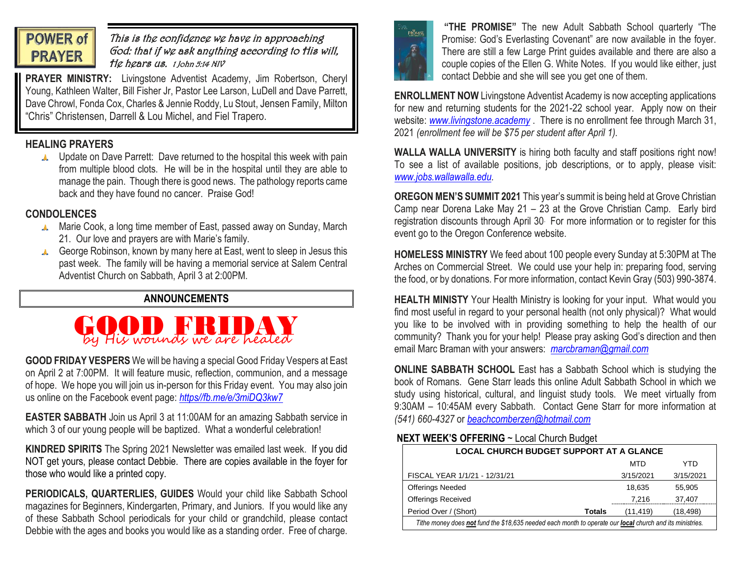**POWER of PRAYER**

*This is the confidence we have in approaching God: that if we ask anything according to His will, He hears us.* *1 John 5:14 NIV*

**PRAYER MINISTRY:** Livingstone Adventist Academy, Jim Robertson, Cheryl Young, Kathleen Walter, Bill Fisher Jr, Pastor Lee Larson, LuDell and Dave Parrett, Dave Chrowl, Fonda Cox, Charles & Jennie Roddy, Lu Stout, Jensen Family, Milton "Chris" Christensen, Darrell & Lou Michel, and Fiel Trapero.

## HEALING PRAYERS

- Update on Dave Parrett: Dave returned to the hospital this week with pain from multiple blood clots. He will be in the hospital until they are able to manage the pain. Though there is good news. The pathology reports came back and they have found no cancer. Praise God!

## CONDOLENCES

- Marie Cook, a long time member of East, passed away on Sunday, March 21. Our love and prayers are with Marie's family.
- George Robinson, known by many here at East, went to sleep in Jesus this past week. The family will be having a memorial service at Salem Central Adventist Church on Sabbath, April 3 at 2:00PM.

## ANNOUNCEMENTS

# GOOD FRIDAY

*by His wounds we are healed*

**GOOD FRIDAY VESPERS** We will be having a special Good Friday Vespers at East on April 2 at 7:00PM. It will feature music, reflection, communion, and a message of hope. We hope you will join us in-person for this Friday event. You may also join us online on the Facebook event page: *https//fb.me/e/3miDQ3kw7*

**EASTER SABBATH** Join us April 3 at 11:00AM for an amazing Sabbath service in which 3 of our young people will be baptized. What a wonderful celebration!

**KINDRED SPIRITS** The Spring 2021 Newsletter was emailed last week. If you did NOT get yours, please contact Debbie. There are copies available in the foyer for those who would like a printed copy.

**PERIODICALS, QUARTERLIES, GUIDES** Would your child like Sabbath School magazines for Beginners, Kindergarten, Primary, and Juniors. If you would like any of these Sabbath School periodicals for your child or grandchild, please contact Debbie with the ages and books you would like as a standing order. Free of charge.

**"THE PROMISE"** The new Adult Sabbath School quarterly "The Promise: God's Everlasting Covenant" are now available in the foyer. There are still a few Large Print guides available and there are also a couple copies of the Ellen G. White Notes. If you would like either, just contact Debbie and she will see you get one of them.

**ENROLLMENT NOW** Livingstone Adventist Academy is now accepting applications for new and returning students for the 2021-22 school year. Apply now on their website: *www.livingstone.academy* . There is no enrollment fee through March 31, 2021 *(enrollment fee will be $75 per student after April 1).*

**WALLA WALLA UNIVERSITY** is hiring both faculty and staff positions right now! To see a list of available positions, job descriptions, or to apply, please visit: *www.jobs.wallawalla.edu*.

**OREGON MEN'S SUMMIT 2021** This year's summit is being held at Grove Christian Camp near Dorena Lake May 21 – 23 at the Grove Christian Camp. Early bird registration discounts through April 30. For more information or to register for this event go to the Oregon Conference website.

**HOMELESS MINISTRY** We feed about 100 people every Sunday at 5:30PM at The Arches on Commercial Street. We could use your help in: preparing food, serving the food, or by donations. For more information, contact Kevin Gray (503) 990-3874.

**HEALTH MINISTY** Your Health Ministry is looking for your input. What would you find most useful in regard to your personal health (not only physical)? What would you like to be involved with in providing something to help the health of our community? Thank you for your help! Please pray asking God's direction and then email Marc Braman with your answers: *marcbraman@gmail.com*

**ONLINE SABBATH SCHOOL** East has a Sabbath School which is studying the book of Romans. Gene Starr leads this online Adult Sabbath School in which we study using historical, cultural, and linguist study tools. We meet virtually from 9:30AM – 10:45AM every Sabbath. Contact Gene Starr for more information at *(541) 660-4327* or *beachcomberzen@hotmail.com*

**NEXT WEEK'S OFFERING** ~ Local Church Budget

**LOCAL CHURCH BUDGET SUPPORT AT A GLANCE**

| | | MTD | YTD |
|---|---|---|---|
| FISCAL YEAR 1/1/21 - 12/31/21 | | 3/15/2021 | 3/15/2021 |
| Offerings Needed | | 18,635 | 55,905 |
| Offerings Received | | 7,216 | 37,407 |
| Period Over / (Short) | **Totals** | (11,419) | (18,498) |

*Tithe money does **not** fund the $18,635 needed each month to operate our **local** church and its ministries.*